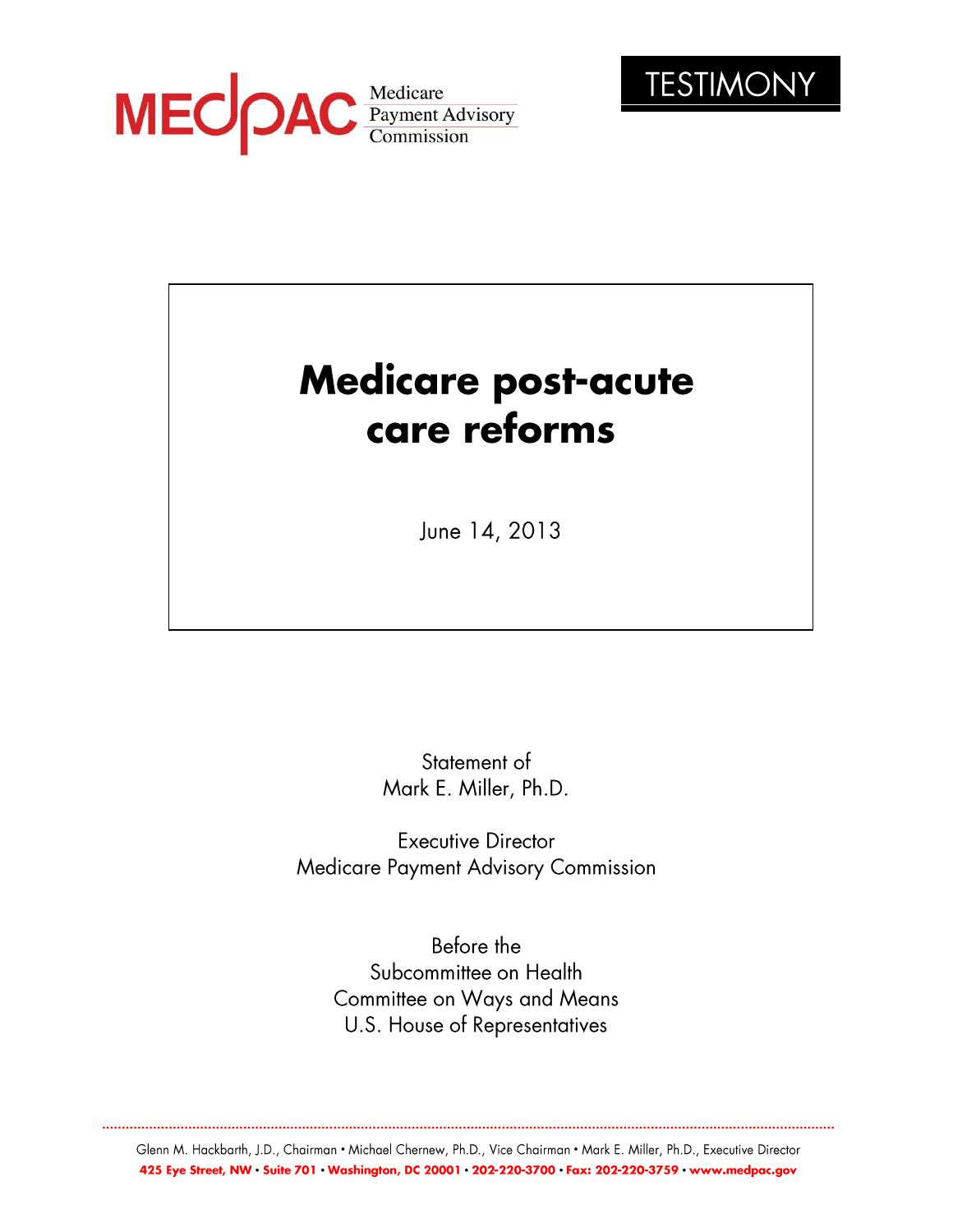MEDPAC Medicare Payment Advisory Commission

TESTIMONY

# Medicare post-acute care reforms

June 14, 2013

Statement of
Mark E. Miller, Ph.D.

Executive Director
Medicare Payment Advisory Commission

Before the
Subcommittee on Health
Committee on Ways and Means
U.S. House of Representatives

Glenn M. Hackbarth, J.D., Chairman • Michael Chernew, Ph.D., Vice Chairman • Mark E. Miller, Ph.D., Executive Director
**425 Eye Street, NW • Suite 701 • Washington, DC 20001 • 202-220-3700 • Fax: 202-220-3759 • www.medpac.gov**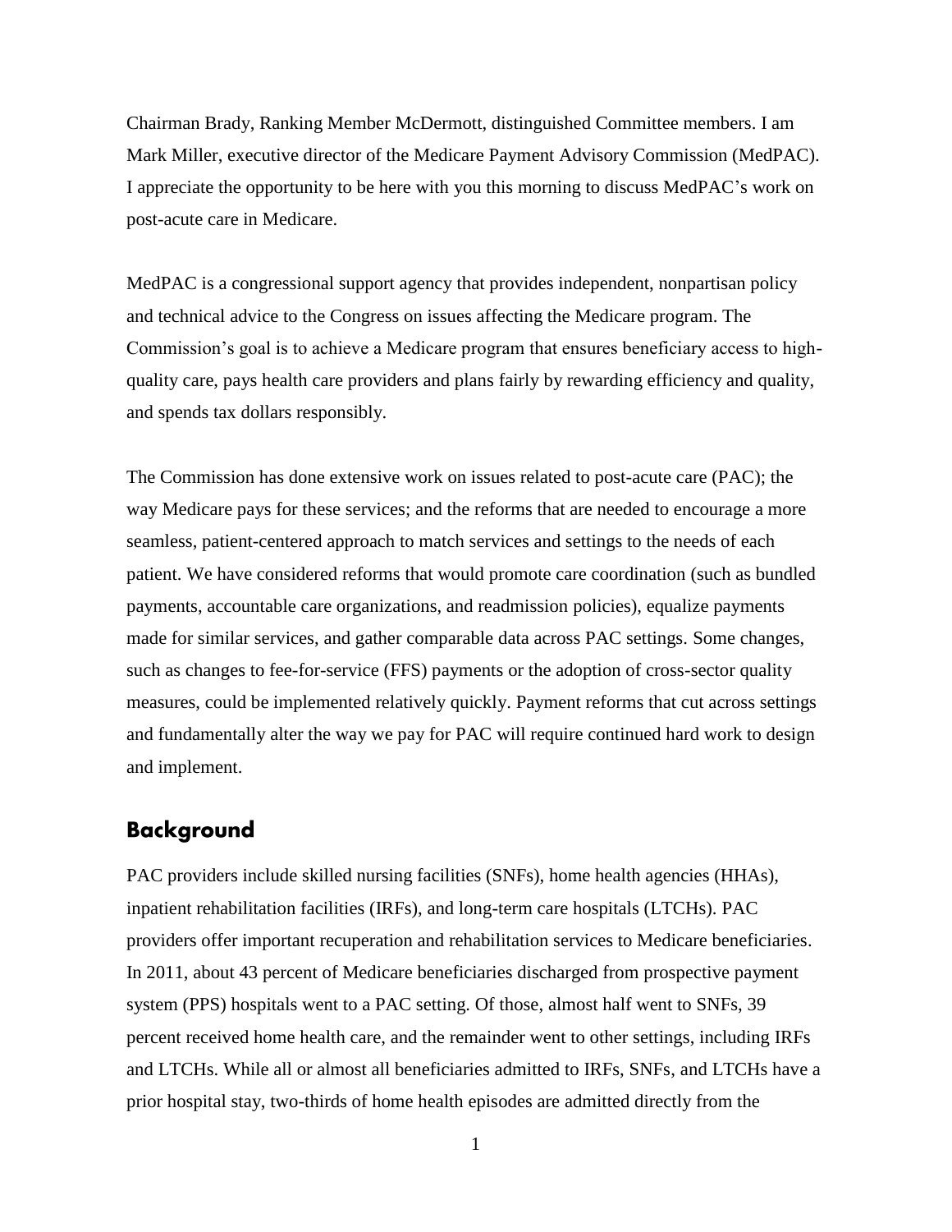Chairman Brady, Ranking Member McDermott, distinguished Committee members. I am Mark Miller, executive director of the Medicare Payment Advisory Commission (MedPAC). I appreciate the opportunity to be here with you this morning to discuss MedPAC's work on post-acute care in Medicare.

MedPAC is a congressional support agency that provides independent, nonpartisan policy and technical advice to the Congress on issues affecting the Medicare program. The Commission's goal is to achieve a Medicare program that ensures beneficiary access to high-quality care, pays health care providers and plans fairly by rewarding efficiency and quality, and spends tax dollars responsibly.

The Commission has done extensive work on issues related to post-acute care (PAC); the way Medicare pays for these services; and the reforms that are needed to encourage a more seamless, patient-centered approach to match services and settings to the needs of each patient. We have considered reforms that would promote care coordination (such as bundled payments, accountable care organizations, and readmission policies), equalize payments made for similar services, and gather comparable data across PAC settings. Some changes, such as changes to fee-for-service (FFS) payments or the adoption of cross-sector quality measures, could be implemented relatively quickly. Payment reforms that cut across settings and fundamentally alter the way we pay for PAC will require continued hard work to design and implement.

## Background

PAC providers include skilled nursing facilities (SNFs), home health agencies (HHAs), inpatient rehabilitation facilities (IRFs), and long-term care hospitals (LTCHs). PAC providers offer important recuperation and rehabilitation services to Medicare beneficiaries. In 2011, about 43 percent of Medicare beneficiaries discharged from prospective payment system (PPS) hospitals went to a PAC setting. Of those, almost half went to SNFs, 39 percent received home health care, and the remainder went to other settings, including IRFs and LTCHs. While all or almost all beneficiaries admitted to IRFs, SNFs, and LTCHs have a prior hospital stay, two-thirds of home health episodes are admitted directly from the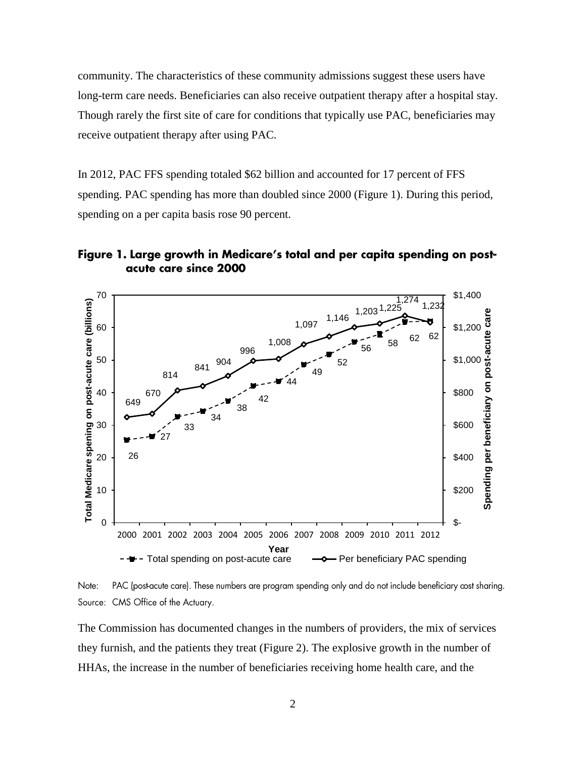community. The characteristics of these community admissions suggest these users have long-term care needs. Beneficiaries can also receive outpatient therapy after a hospital stay. Though rarely the first site of care for conditions that typically use PAC, beneficiaries may receive outpatient therapy after using PAC.

In 2012, PAC FFS spending totaled $62 billion and accounted for 17 percent of FFS spending. PAC spending has more than doubled since 2000 (Figure 1). During this period, spending on a per capita basis rose 90 percent.

**Figure 1. Large growth in Medicare's total and per capita spending on post-acute care since 2000**

| Year | Total spending on post-acute care (billions) | Per beneficiary PAC spending |
|---|---|---|
| 2000 | 26 | 649 |
| 2001 | 27 | 670 |
| 2002 | 33 | 814 |
| 2003 | 34 | 841 |
| 2004 | 38 | 904 |
| 2005 | 42 | 996 |
| 2006 | 44 | 1,008 |
| 2007 | 49 | 1,097 |
| 2008 | 52 | 1,146 |
| 2009 | 56 | 1,203 |
| 2010 | 58 | 1,225 |
| 2011 | 62 | 1,274 |
| 2012 | 62 | 1,232 |

Note: PAC (post-acute care). These numbers are program spending only and do not include beneficiary cost sharing.
Source: CMS Office of the Actuary.

The Commission has documented changes in the numbers of providers, the mix of services they furnish, and the patients they treat (Figure 2). The explosive growth in the number of HHAs, the increase in the number of beneficiaries receiving home health care, and the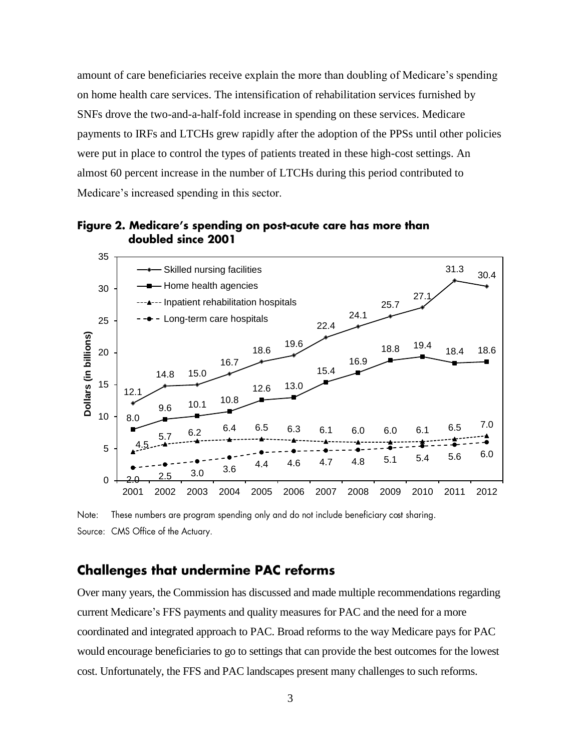amount of care beneficiaries receive explain the more than doubling of Medicare's spending on home health care services. The intensification of rehabilitation services furnished by SNFs drove the two-and-a-half-fold increase in spending on these services. Medicare payments to IRFs and LTCHs grew rapidly after the adoption of the PPSs until other policies were put in place to control the types of patients treated in these high-cost settings. An almost 60 percent increase in the number of LTCHs during this period contributed to Medicare's increased spending in this sector.

**Figure 2. Medicare's spending on post-acute care has more than doubled since 2001**

Dollars (in billions)

| Year | Skilled nursing facilities | Home health agencies | Inpatient rehabilitation hospitals | Long-term care hospitals |
|---|---|---|---|---|
| 2001 | 12.1 | 8.0 | 4.5 | 2.0 |
| 2002 | 14.8 | 9.6 | 5.7 | 2.5 |
| 2003 | 15.0 | 10.1 | 6.2 | 3.0 |
| 2004 | 16.7 | 10.8 | 6.4 | 3.6 |
| 2005 | 18.6 | 12.6 | 6.5 | 4.4 |
| 2006 | 19.6 | 13.0 | 6.3 | 4.6 |
| 2007 | 22.4 | 15.4 | 6.1 | 4.7 |
| 2008 | 24.1 | 16.9 | 6.0 | 4.8 |
| 2009 | 25.7 | 18.8 | 6.0 | 5.1 |
| 2010 | 27.1 | 19.4 | 6.1 | 5.4 |
| 2011 | 31.3 | 18.4 | 6.5 | 5.6 |
| 2012 | 30.4 | 18.6 | 7.0 | 6.0 |

Note: These numbers are program spending only and do not include beneficiary cost sharing.

Source: CMS Office of the Actuary.

## Challenges that undermine PAC reforms

Over many years, the Commission has discussed and made multiple recommendations regarding current Medicare's FFS payments and quality measures for PAC and the need for a more coordinated and integrated approach to PAC. Broad reforms to the way Medicare pays for PAC would encourage beneficiaries to go to settings that can provide the best outcomes for the lowest cost. Unfortunately, the FFS and PAC landscapes present many challenges to such reforms.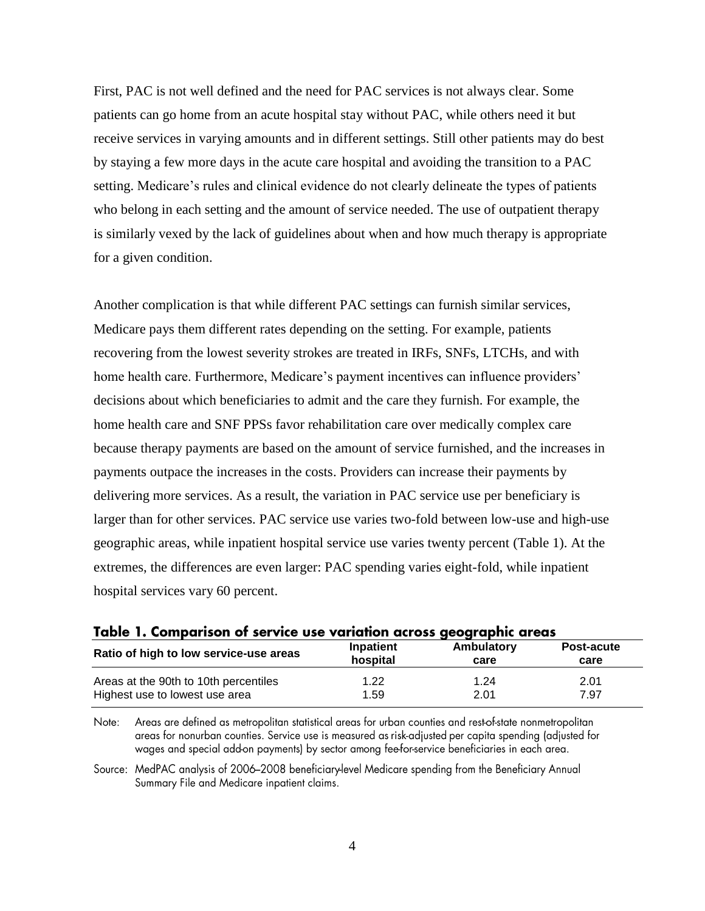First, PAC is not well defined and the need for PAC services is not always clear. Some patients can go home from an acute hospital stay without PAC, while others need it but receive services in varying amounts and in different settings. Still other patients may do best by staying a few more days in the acute care hospital and avoiding the transition to a PAC setting. Medicare's rules and clinical evidence do not clearly delineate the types of patients who belong in each setting and the amount of service needed. The use of outpatient therapy is similarly vexed by the lack of guidelines about when and how much therapy is appropriate for a given condition.

Another complication is that while different PAC settings can furnish similar services, Medicare pays them different rates depending on the setting. For example, patients recovering from the lowest severity strokes are treated in IRFs, SNFs, LTCHs, and with home health care. Furthermore, Medicare's payment incentives can influence providers' decisions about which beneficiaries to admit and the care they furnish. For example, the home health care and SNF PPSs favor rehabilitation care over medically complex care because therapy payments are based on the amount of service furnished, and the increases in payments outpace the increases in the costs. Providers can increase their payments by delivering more services. As a result, the variation in PAC service use per beneficiary is larger than for other services. PAC service use varies two-fold between low-use and high-use geographic areas, while inpatient hospital service use varies twenty percent (Table 1). At the extremes, the differences are even larger: PAC spending varies eight-fold, while inpatient hospital services vary 60 percent.

**Table 1. Comparison of service use variation across geographic areas**

| Ratio of high to low service-use areas | Inpatient hospital | Ambulatory care | Post-acute care |
|---|---|---|---|
| Areas at the 90th to 10th percentiles | 1.22 | 1.24 | 2.01 |
| Highest use to lowest use area | 1.59 | 2.01 | 7.97 |

Note: Areas are defined as metropolitan statistical areas for urban counties and rest-of-state nonmetropolitan areas for nonurban counties. Service use is measured as risk-adjusted per capita spending (adjusted for wages and special add-on payments) by sector among fee-for-service beneficiaries in each area.

Source: MedPAC analysis of 2006–2008 beneficiary-level Medicare spending from the Beneficiary Annual Summary File and Medicare inpatient claims.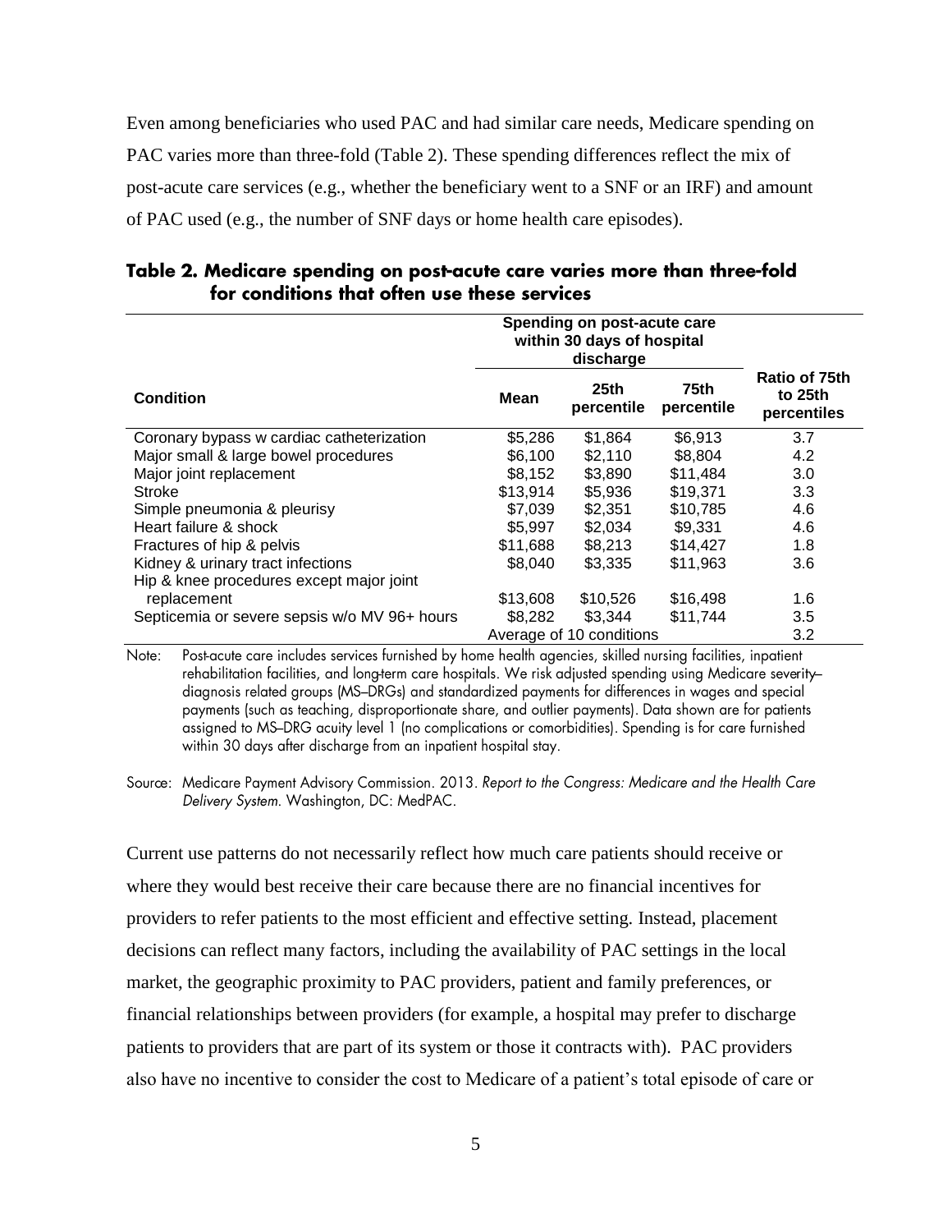Even among beneficiaries who used PAC and had similar care needs, Medicare spending on PAC varies more than three-fold (Table 2). These spending differences reflect the mix of post-acute care services (e.g., whether the beneficiary went to a SNF or an IRF) and amount of PAC used (e.g., the number of SNF days or home health care episodes).

**Table 2. Medicare spending on post-acute care varies more than three-fold for conditions that often use these services**

| Condition | Spending on post-acute care within 30 days of hospital discharge | | | Ratio of 75th to 25th percentiles |
|---|---|---|---|---|
| | Mean | 25th percentile | 75th percentile | |
| Coronary bypass w cardiac catheterization | $5,286 | $1,864 | $6,913 | 3.7 |
| Major small & large bowel procedures | $6,100 | $2,110 | $8,804 | 4.2 |
| Major joint replacement | $8,152 | $3,890 | $11,484 | 3.0 |
| Stroke | $13,914 | $5,936 | $19,371 | 3.3 |
| Simple pneumonia & pleurisy | $7,039 | $2,351 | $10,785 | 4.6 |
| Heart failure & shock | $5,997 | $2,034 | $9,331 | 4.6 |
| Fractures of hip & pelvis | $11,688 | $8,213 | $14,427 | 1.8 |
| Kidney & urinary tract infections | $8,040 | $3,335 | $11,963 | 3.6 |
| Hip & knee procedures except major joint replacement | $13,608 | $10,526 | $16,498 | 1.6 |
| Septicemia or severe sepsis w/o MV 96+ hours | $8,282 | $3,344 | $11,744 | 3.5 |
| | Average of 10 conditions | | | 3.2 |

Note: Post-acute care includes services furnished by home health agencies, skilled nursing facilities, inpatient rehabilitation facilities, and long-term care hospitals. We risk adjusted spending using Medicare severity–diagnosis related groups (MS–DRGs) and standardized payments for differences in wages and special payments (such as teaching, disproportionate share, and outlier payments). Data shown are for patients assigned to MS–DRG acuity level 1 (no complications or comorbidities). Spending is for care furnished within 30 days after discharge from an inpatient hospital stay.

Source: Medicare Payment Advisory Commission. 2013. *Report to the Congress: Medicare and the Health Care Delivery System*. Washington, DC: MedPAC.

Current use patterns do not necessarily reflect how much care patients should receive or where they would best receive their care because there are no financial incentives for providers to refer patients to the most efficient and effective setting. Instead, placement decisions can reflect many factors, including the availability of PAC settings in the local market, the geographic proximity to PAC providers, patient and family preferences, or financial relationships between providers (for example, a hospital may prefer to discharge patients to providers that are part of its system or those it contracts with). PAC providers also have no incentive to consider the cost to Medicare of a patient's total episode of care or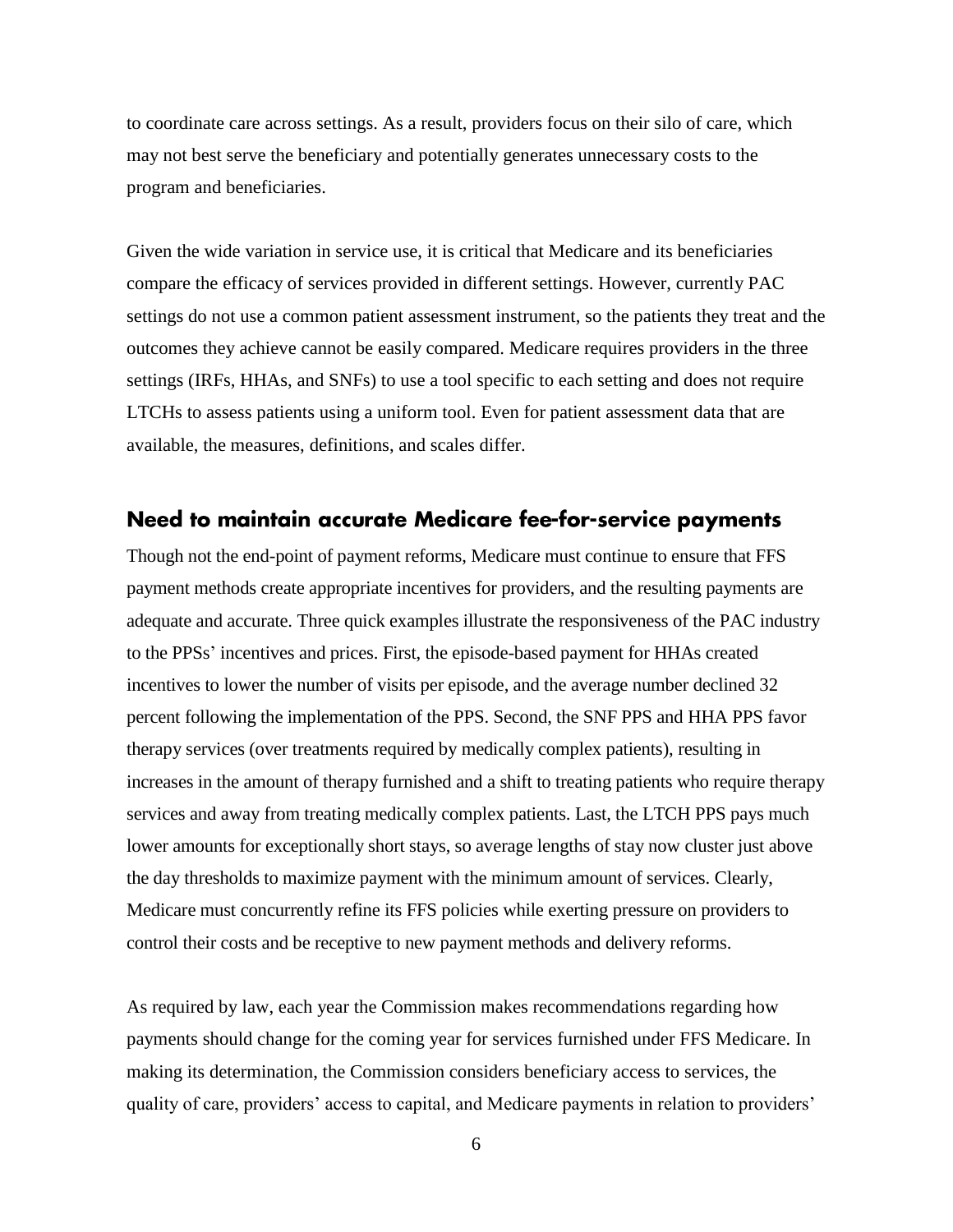to coordinate care across settings. As a result, providers focus on their silo of care, which may not best serve the beneficiary and potentially generates unnecessary costs to the program and beneficiaries.

Given the wide variation in service use, it is critical that Medicare and its beneficiaries compare the efficacy of services provided in different settings. However, currently PAC settings do not use a common patient assessment instrument, so the patients they treat and the outcomes they achieve cannot be easily compared. Medicare requires providers in the three settings (IRFs, HHAs, and SNFs) to use a tool specific to each setting and does not require LTCHs to assess patients using a uniform tool. Even for patient assessment data that are available, the measures, definitions, and scales differ.

## Need to maintain accurate Medicare fee-for-service payments

Though not the end-point of payment reforms, Medicare must continue to ensure that FFS payment methods create appropriate incentives for providers, and the resulting payments are adequate and accurate. Three quick examples illustrate the responsiveness of the PAC industry to the PPSs' incentives and prices. First, the episode-based payment for HHAs created incentives to lower the number of visits per episode, and the average number declined 32 percent following the implementation of the PPS. Second, the SNF PPS and HHA PPS favor therapy services (over treatments required by medically complex patients), resulting in increases in the amount of therapy furnished and a shift to treating patients who require therapy services and away from treating medically complex patients. Last, the LTCH PPS pays much lower amounts for exceptionally short stays, so average lengths of stay now cluster just above the day thresholds to maximize payment with the minimum amount of services. Clearly, Medicare must concurrently refine its FFS policies while exerting pressure on providers to control their costs and be receptive to new payment methods and delivery reforms.

As required by law, each year the Commission makes recommendations regarding how payments should change for the coming year for services furnished under FFS Medicare. In making its determination, the Commission considers beneficiary access to services, the quality of care, providers' access to capital, and Medicare payments in relation to providers'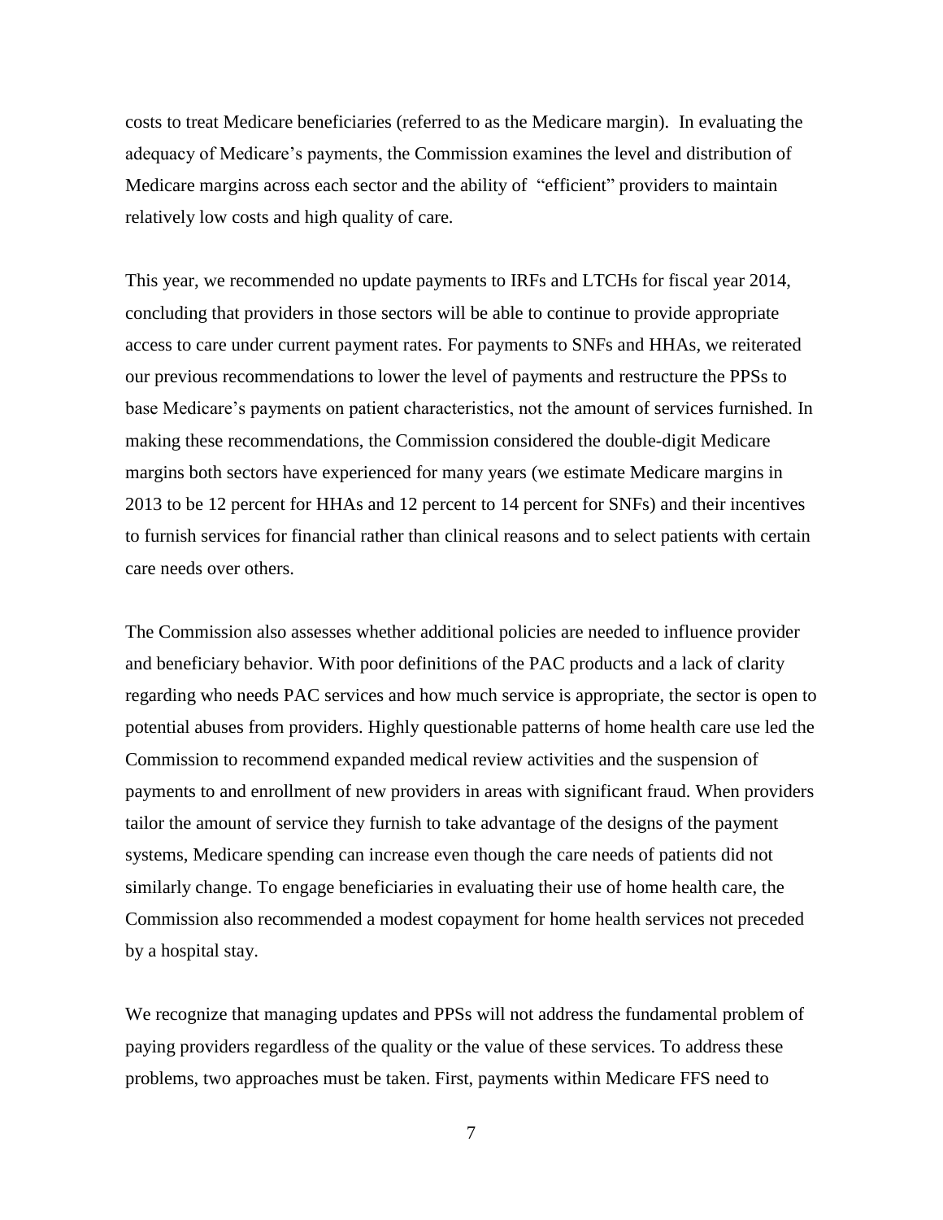costs to treat Medicare beneficiaries (referred to as the Medicare margin). In evaluating the adequacy of Medicare's payments, the Commission examines the level and distribution of Medicare margins across each sector and the ability of "efficient" providers to maintain relatively low costs and high quality of care.

This year, we recommended no update payments to IRFs and LTCHs for fiscal year 2014, concluding that providers in those sectors will be able to continue to provide appropriate access to care under current payment rates. For payments to SNFs and HHAs, we reiterated our previous recommendations to lower the level of payments and restructure the PPSs to base Medicare's payments on patient characteristics, not the amount of services furnished. In making these recommendations, the Commission considered the double-digit Medicare margins both sectors have experienced for many years (we estimate Medicare margins in 2013 to be 12 percent for HHAs and 12 percent to 14 percent for SNFs) and their incentives to furnish services for financial rather than clinical reasons and to select patients with certain care needs over others.

The Commission also assesses whether additional policies are needed to influence provider and beneficiary behavior. With poor definitions of the PAC products and a lack of clarity regarding who needs PAC services and how much service is appropriate, the sector is open to potential abuses from providers. Highly questionable patterns of home health care use led the Commission to recommend expanded medical review activities and the suspension of payments to and enrollment of new providers in areas with significant fraud. When providers tailor the amount of service they furnish to take advantage of the designs of the payment systems, Medicare spending can increase even though the care needs of patients did not similarly change. To engage beneficiaries in evaluating their use of home health care, the Commission also recommended a modest copayment for home health services not preceded by a hospital stay.

We recognize that managing updates and PPSs will not address the fundamental problem of paying providers regardless of the quality or the value of these services. To address these problems, two approaches must be taken. First, payments within Medicare FFS need to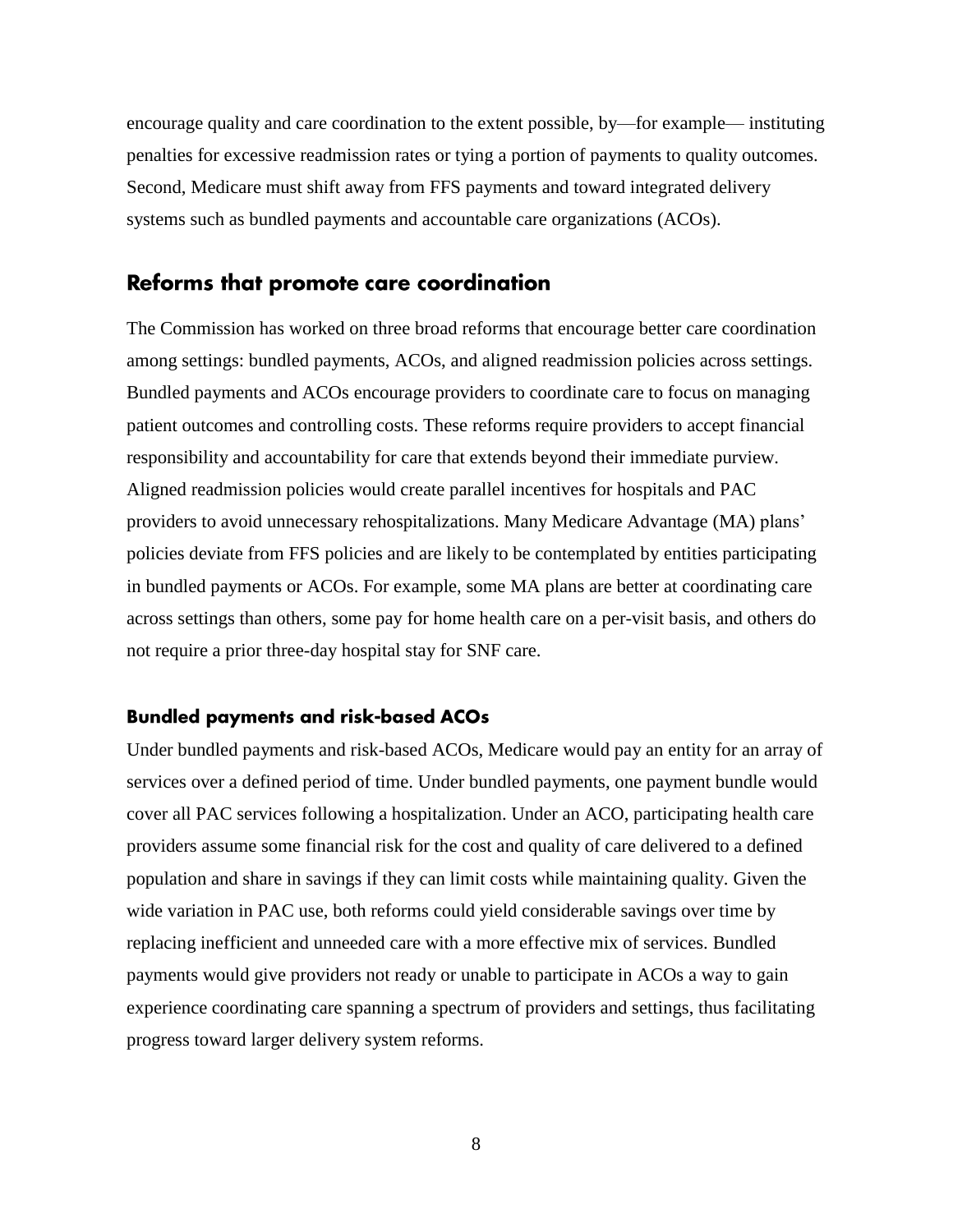encourage quality and care coordination to the extent possible, by—for example— instituting penalties for excessive readmission rates or tying a portion of payments to quality outcomes. Second, Medicare must shift away from FFS payments and toward integrated delivery systems such as bundled payments and accountable care organizations (ACOs).

## Reforms that promote care coordination

The Commission has worked on three broad reforms that encourage better care coordination among settings: bundled payments, ACOs, and aligned readmission policies across settings. Bundled payments and ACOs encourage providers to coordinate care to focus on managing patient outcomes and controlling costs. These reforms require providers to accept financial responsibility and accountability for care that extends beyond their immediate purview. Aligned readmission policies would create parallel incentives for hospitals and PAC providers to avoid unnecessary rehospitalizations. Many Medicare Advantage (MA) plans' policies deviate from FFS policies and are likely to be contemplated by entities participating in bundled payments or ACOs. For example, some MA plans are better at coordinating care across settings than others, some pay for home health care on a per-visit basis, and others do not require a prior three-day hospital stay for SNF care.

### Bundled payments and risk-based ACOs

Under bundled payments and risk-based ACOs, Medicare would pay an entity for an array of services over a defined period of time. Under bundled payments, one payment bundle would cover all PAC services following a hospitalization. Under an ACO, participating health care providers assume some financial risk for the cost and quality of care delivered to a defined population and share in savings if they can limit costs while maintaining quality. Given the wide variation in PAC use, both reforms could yield considerable savings over time by replacing inefficient and unneeded care with a more effective mix of services. Bundled payments would give providers not ready or unable to participate in ACOs a way to gain experience coordinating care spanning a spectrum of providers and settings, thus facilitating progress toward larger delivery system reforms.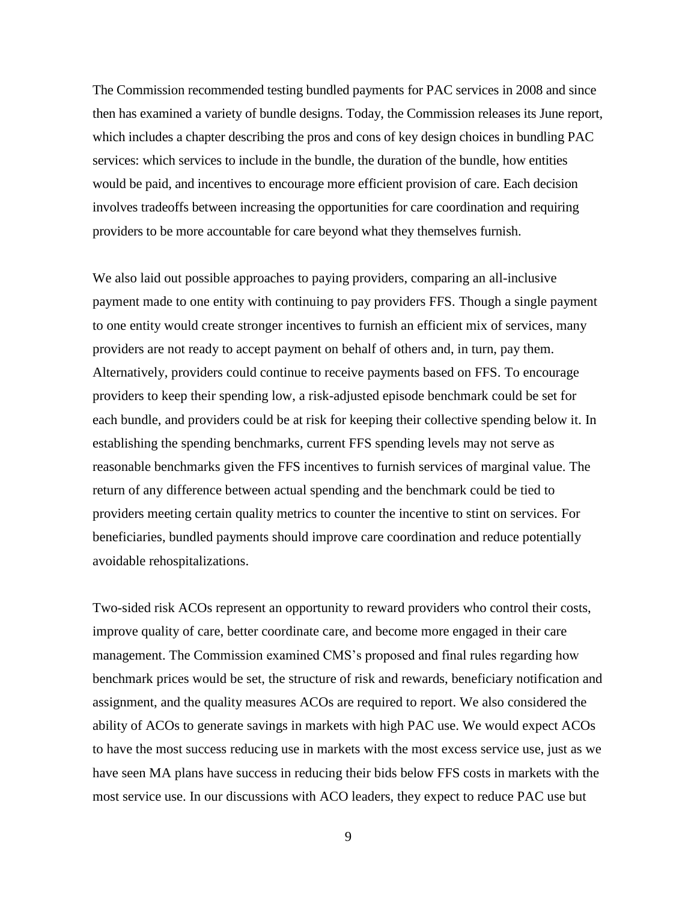The Commission recommended testing bundled payments for PAC services in 2008 and since then has examined a variety of bundle designs. Today, the Commission releases its June report, which includes a chapter describing the pros and cons of key design choices in bundling PAC services: which services to include in the bundle, the duration of the bundle, how entities would be paid, and incentives to encourage more efficient provision of care. Each decision involves tradeoffs between increasing the opportunities for care coordination and requiring providers to be more accountable for care beyond what they themselves furnish.

We also laid out possible approaches to paying providers, comparing an all-inclusive payment made to one entity with continuing to pay providers FFS. Though a single payment to one entity would create stronger incentives to furnish an efficient mix of services, many providers are not ready to accept payment on behalf of others and, in turn, pay them. Alternatively, providers could continue to receive payments based on FFS. To encourage providers to keep their spending low, a risk-adjusted episode benchmark could be set for each bundle, and providers could be at risk for keeping their collective spending below it. In establishing the spending benchmarks, current FFS spending levels may not serve as reasonable benchmarks given the FFS incentives to furnish services of marginal value. The return of any difference between actual spending and the benchmark could be tied to providers meeting certain quality metrics to counter the incentive to stint on services. For beneficiaries, bundled payments should improve care coordination and reduce potentially avoidable rehospitalizations.

Two-sided risk ACOs represent an opportunity to reward providers who control their costs, improve quality of care, better coordinate care, and become more engaged in their care management. The Commission examined CMS's proposed and final rules regarding how benchmark prices would be set, the structure of risk and rewards, beneficiary notification and assignment, and the quality measures ACOs are required to report. We also considered the ability of ACOs to generate savings in markets with high PAC use. We would expect ACOs to have the most success reducing use in markets with the most excess service use, just as we have seen MA plans have success in reducing their bids below FFS costs in markets with the most service use. In our discussions with ACO leaders, they expect to reduce PAC use but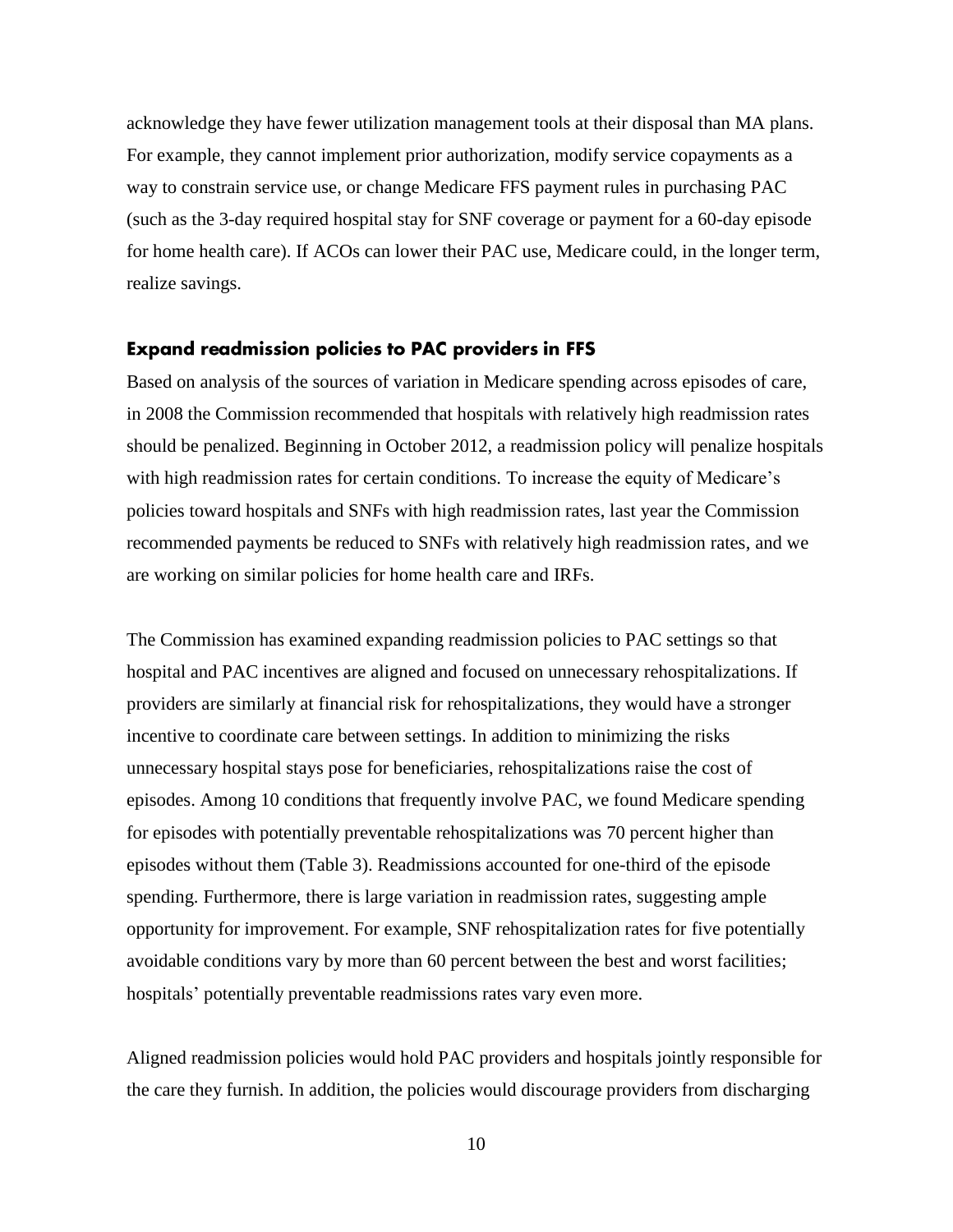acknowledge they have fewer utilization management tools at their disposal than MA plans. For example, they cannot implement prior authorization, modify service copayments as a way to constrain service use, or change Medicare FFS payment rules in purchasing PAC (such as the 3-day required hospital stay for SNF coverage or payment for a 60-day episode for home health care). If ACOs can lower their PAC use, Medicare could, in the longer term, realize savings.

### Expand readmission policies to PAC providers in FFS

Based on analysis of the sources of variation in Medicare spending across episodes of care, in 2008 the Commission recommended that hospitals with relatively high readmission rates should be penalized. Beginning in October 2012, a readmission policy will penalize hospitals with high readmission rates for certain conditions. To increase the equity of Medicare's policies toward hospitals and SNFs with high readmission rates, last year the Commission recommended payments be reduced to SNFs with relatively high readmission rates, and we are working on similar policies for home health care and IRFs.

The Commission has examined expanding readmission policies to PAC settings so that hospital and PAC incentives are aligned and focused on unnecessary rehospitalizations. If providers are similarly at financial risk for rehospitalizations, they would have a stronger incentive to coordinate care between settings. In addition to minimizing the risks unnecessary hospital stays pose for beneficiaries, rehospitalizations raise the cost of episodes. Among 10 conditions that frequently involve PAC, we found Medicare spending for episodes with potentially preventable rehospitalizations was 70 percent higher than episodes without them (Table 3). Readmissions accounted for one-third of the episode spending. Furthermore, there is large variation in readmission rates, suggesting ample opportunity for improvement. For example, SNF rehospitalization rates for five potentially avoidable conditions vary by more than 60 percent between the best and worst facilities; hospitals' potentially preventable readmissions rates vary even more.

Aligned readmission policies would hold PAC providers and hospitals jointly responsible for the care they furnish. In addition, the policies would discourage providers from discharging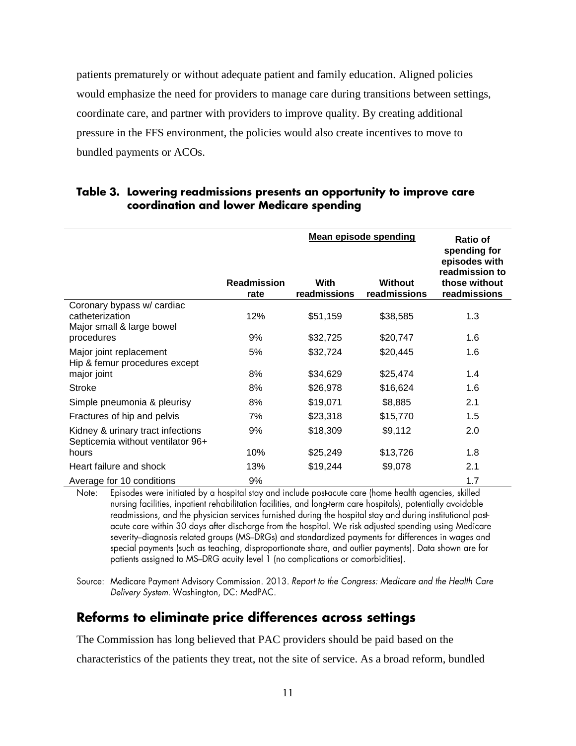patients prematurely or without adequate patient and family education. Aligned policies would emphasize the need for providers to manage care during transitions between settings, coordinate care, and partner with providers to improve quality. By creating additional pressure in the FFS environment, the policies would also create incentives to move to bundled payments or ACOs.

**Table 3. Lowering readmissions presents an opportunity to improve care coordination and lower Medicare spending**

| | Readmission rate | Mean episode spending | | Ratio of spending for episodes with readmission to those without readmissions |
|---|---|---|---|---|
| | | With readmissions | Without readmissions | |
| Coronary bypass w/ cardiac catheterization | 12% | $51,159 | $38,585 | 1.3 |
| Major small & large bowel procedures | 9% | $32,725 | $20,747 | 1.6 |
| Major joint replacement | 5% | $32,724 | $20,445 | 1.6 |
| Hip & femur procedures except major joint | 8% | $34,629 | $25,474 | 1.4 |
| Stroke | 8% | $26,978 | $16,624 | 1.6 |
| Simple pneumonia & pleurisy | 8% | $19,071 | $8,885 | 2.1 |
| Fractures of hip and pelvis | 7% | $23,318 | $15,770 | 1.5 |
| Kidney & urinary tract infections | 9% | $18,309 | $9,112 | 2.0 |
| Septicemia without ventilator 96+ hours | 10% | $25,249 | $13,726 | 1.8 |
| Heart failure and shock | 13% | $19,244 | $9,078 | 2.1 |
| Average for 10 conditions | 9% | | | 1.7 |

Note: Episodes were initiated by a hospital stay and include post-acute care (home health agencies, skilled nursing facilities, inpatient rehabilitation facilities, and long-term care hospitals), potentially avoidable readmissions, and the physician services furnished during the hospital stay and during institutional post-acute care within 30 days after discharge from the hospital. We risk adjusted spending using Medicare severity–diagnosis related groups (MS–DRGs) and standardized payments for differences in wages and special payments (such as teaching, disproportionate share, and outlier payments). Data shown are for patients assigned to MS–DRG acuity level 1 (no complications or comorbidities).

Source: Medicare Payment Advisory Commission. 2013. *Report to the Congress: Medicare and the Health Care Delivery System*. Washington, DC: MedPAC.

## Reforms to eliminate price differences across settings

The Commission has long believed that PAC providers should be paid based on the characteristics of the patients they treat, not the site of service. As a broad reform, bundled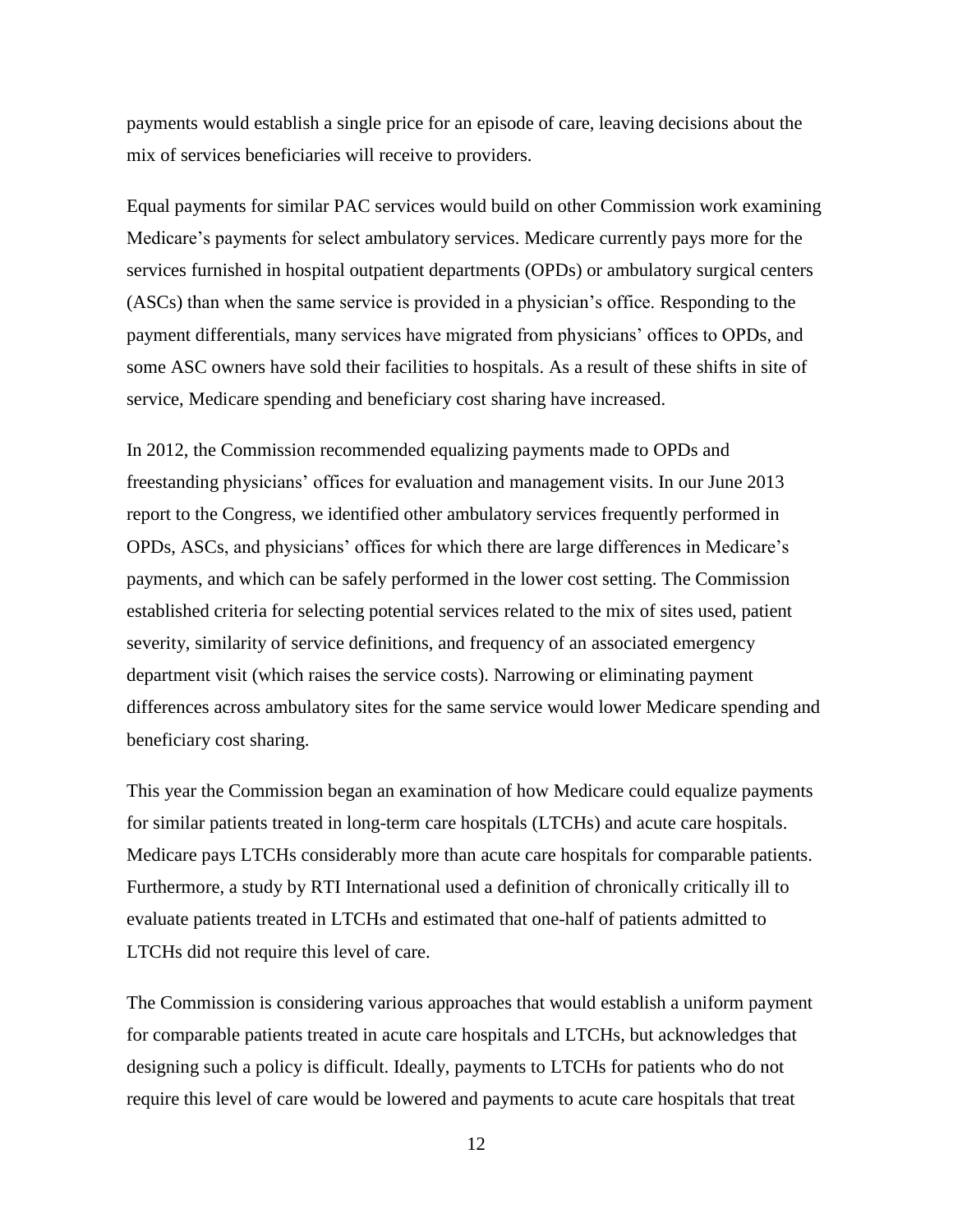payments would establish a single price for an episode of care, leaving decisions about the mix of services beneficiaries will receive to providers.

Equal payments for similar PAC services would build on other Commission work examining Medicare's payments for select ambulatory services. Medicare currently pays more for the services furnished in hospital outpatient departments (OPDs) or ambulatory surgical centers (ASCs) than when the same service is provided in a physician's office. Responding to the payment differentials, many services have migrated from physicians' offices to OPDs, and some ASC owners have sold their facilities to hospitals. As a result of these shifts in site of service, Medicare spending and beneficiary cost sharing have increased.

In 2012, the Commission recommended equalizing payments made to OPDs and freestanding physicians' offices for evaluation and management visits. In our June 2013 report to the Congress, we identified other ambulatory services frequently performed in OPDs, ASCs, and physicians' offices for which there are large differences in Medicare's payments, and which can be safely performed in the lower cost setting. The Commission established criteria for selecting potential services related to the mix of sites used, patient severity, similarity of service definitions, and frequency of an associated emergency department visit (which raises the service costs). Narrowing or eliminating payment differences across ambulatory sites for the same service would lower Medicare spending and beneficiary cost sharing.

This year the Commission began an examination of how Medicare could equalize payments for similar patients treated in long-term care hospitals (LTCHs) and acute care hospitals. Medicare pays LTCHs considerably more than acute care hospitals for comparable patients. Furthermore, a study by RTI International used a definition of chronically critically ill to evaluate patients treated in LTCHs and estimated that one-half of patients admitted to LTCHs did not require this level of care.

The Commission is considering various approaches that would establish a uniform payment for comparable patients treated in acute care hospitals and LTCHs, but acknowledges that designing such a policy is difficult. Ideally, payments to LTCHs for patients who do not require this level of care would be lowered and payments to acute care hospitals that treat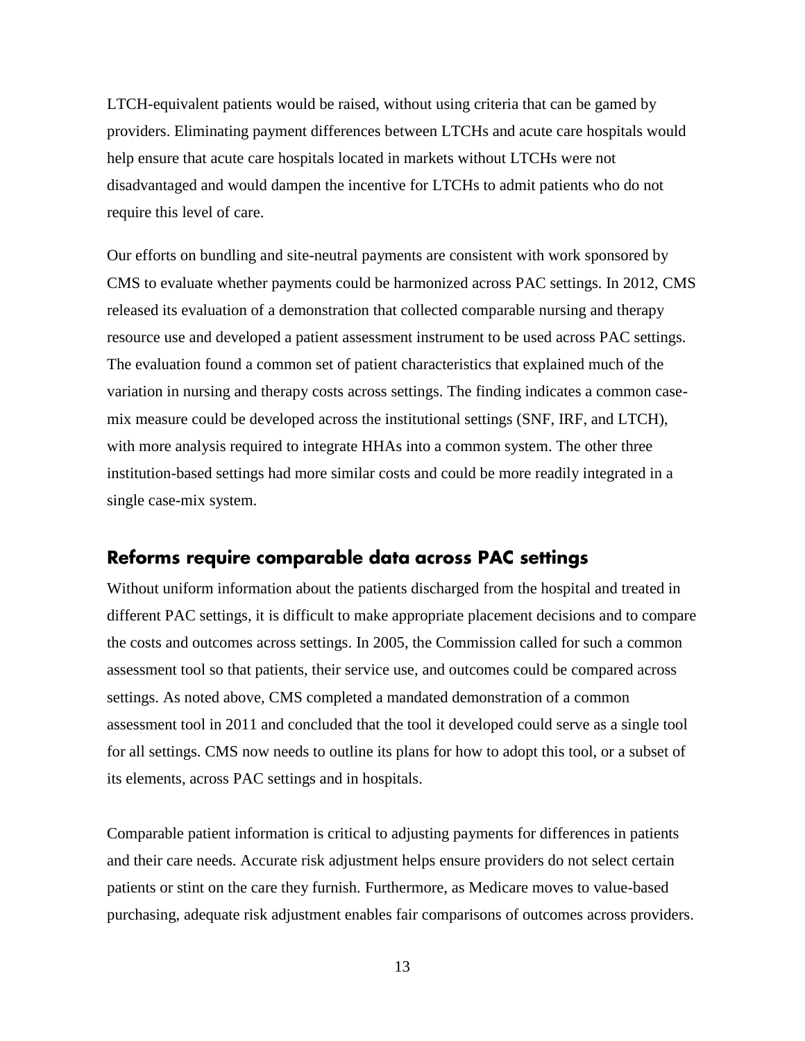LTCH-equivalent patients would be raised, without using criteria that can be gamed by providers. Eliminating payment differences between LTCHs and acute care hospitals would help ensure that acute care hospitals located in markets without LTCHs were not disadvantaged and would dampen the incentive for LTCHs to admit patients who do not require this level of care.

Our efforts on bundling and site-neutral payments are consistent with work sponsored by CMS to evaluate whether payments could be harmonized across PAC settings. In 2012, CMS released its evaluation of a demonstration that collected comparable nursing and therapy resource use and developed a patient assessment instrument to be used across PAC settings. The evaluation found a common set of patient characteristics that explained much of the variation in nursing and therapy costs across settings. The finding indicates a common case-mix measure could be developed across the institutional settings (SNF, IRF, and LTCH), with more analysis required to integrate HHAs into a common system. The other three institution-based settings had more similar costs and could be more readily integrated in a single case-mix system.

## Reforms require comparable data across PAC settings

Without uniform information about the patients discharged from the hospital and treated in different PAC settings, it is difficult to make appropriate placement decisions and to compare the costs and outcomes across settings. In 2005, the Commission called for such a common assessment tool so that patients, their service use, and outcomes could be compared across settings. As noted above, CMS completed a mandated demonstration of a common assessment tool in 2011 and concluded that the tool it developed could serve as a single tool for all settings. CMS now needs to outline its plans for how to adopt this tool, or a subset of its elements, across PAC settings and in hospitals.

Comparable patient information is critical to adjusting payments for differences in patients and their care needs. Accurate risk adjustment helps ensure providers do not select certain patients or stint on the care they furnish. Furthermore, as Medicare moves to value-based purchasing, adequate risk adjustment enables fair comparisons of outcomes across providers.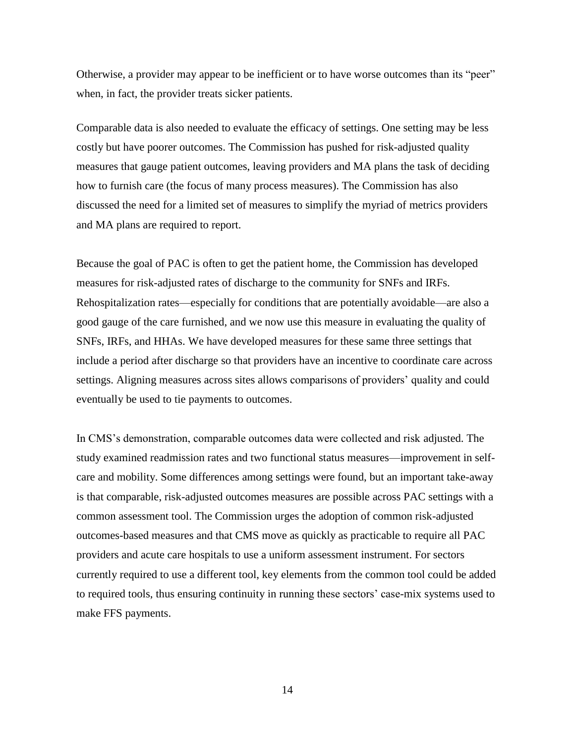Otherwise, a provider may appear to be inefficient or to have worse outcomes than its "peer" when, in fact, the provider treats sicker patients.

Comparable data is also needed to evaluate the efficacy of settings. One setting may be less costly but have poorer outcomes. The Commission has pushed for risk-adjusted quality measures that gauge patient outcomes, leaving providers and MA plans the task of deciding how to furnish care (the focus of many process measures). The Commission has also discussed the need for a limited set of measures to simplify the myriad of metrics providers and MA plans are required to report.

Because the goal of PAC is often to get the patient home, the Commission has developed measures for risk-adjusted rates of discharge to the community for SNFs and IRFs. Rehospitalization rates—especially for conditions that are potentially avoidable—are also a good gauge of the care furnished, and we now use this measure in evaluating the quality of SNFs, IRFs, and HHAs. We have developed measures for these same three settings that include a period after discharge so that providers have an incentive to coordinate care across settings. Aligning measures across sites allows comparisons of providers' quality and could eventually be used to tie payments to outcomes.

In CMS's demonstration, comparable outcomes data were collected and risk adjusted. The study examined readmission rates and two functional status measures—improvement in self-care and mobility. Some differences among settings were found, but an important take-away is that comparable, risk-adjusted outcomes measures are possible across PAC settings with a common assessment tool. The Commission urges the adoption of common risk-adjusted outcomes-based measures and that CMS move as quickly as practicable to require all PAC providers and acute care hospitals to use a uniform assessment instrument. For sectors currently required to use a different tool, key elements from the common tool could be added to required tools, thus ensuring continuity in running these sectors' case-mix systems used to make FFS payments.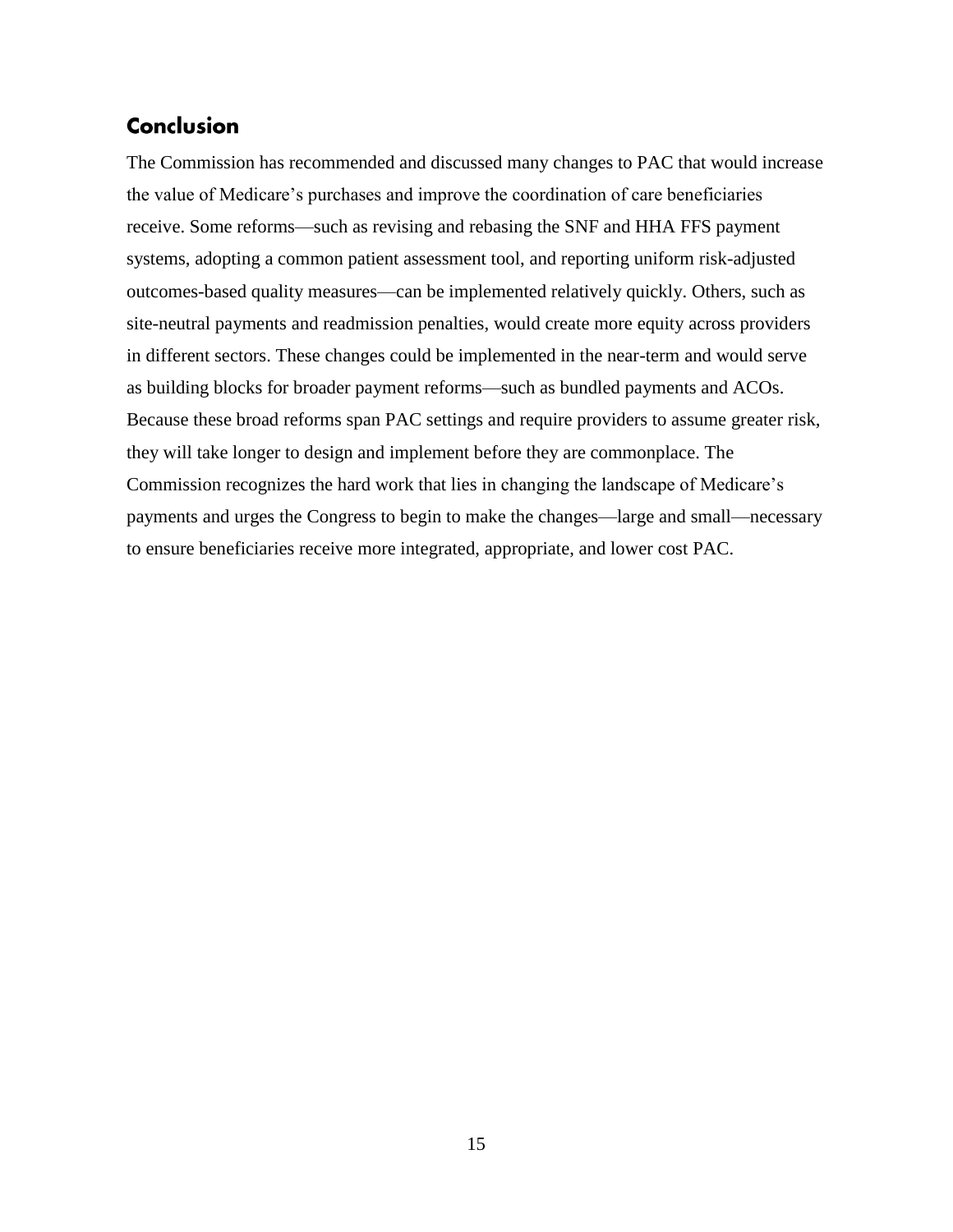## Conclusion

The Commission has recommended and discussed many changes to PAC that would increase the value of Medicare's purchases and improve the coordination of care beneficiaries receive. Some reforms—such as revising and rebasing the SNF and HHA FFS payment systems, adopting a common patient assessment tool, and reporting uniform risk-adjusted outcomes-based quality measures—can be implemented relatively quickly. Others, such as site-neutral payments and readmission penalties, would create more equity across providers in different sectors. These changes could be implemented in the near-term and would serve as building blocks for broader payment reforms—such as bundled payments and ACOs. Because these broad reforms span PAC settings and require providers to assume greater risk, they will take longer to design and implement before they are commonplace. The Commission recognizes the hard work that lies in changing the landscape of Medicare's payments and urges the Congress to begin to make the changes—large and small—necessary to ensure beneficiaries receive more integrated, appropriate, and lower cost PAC.